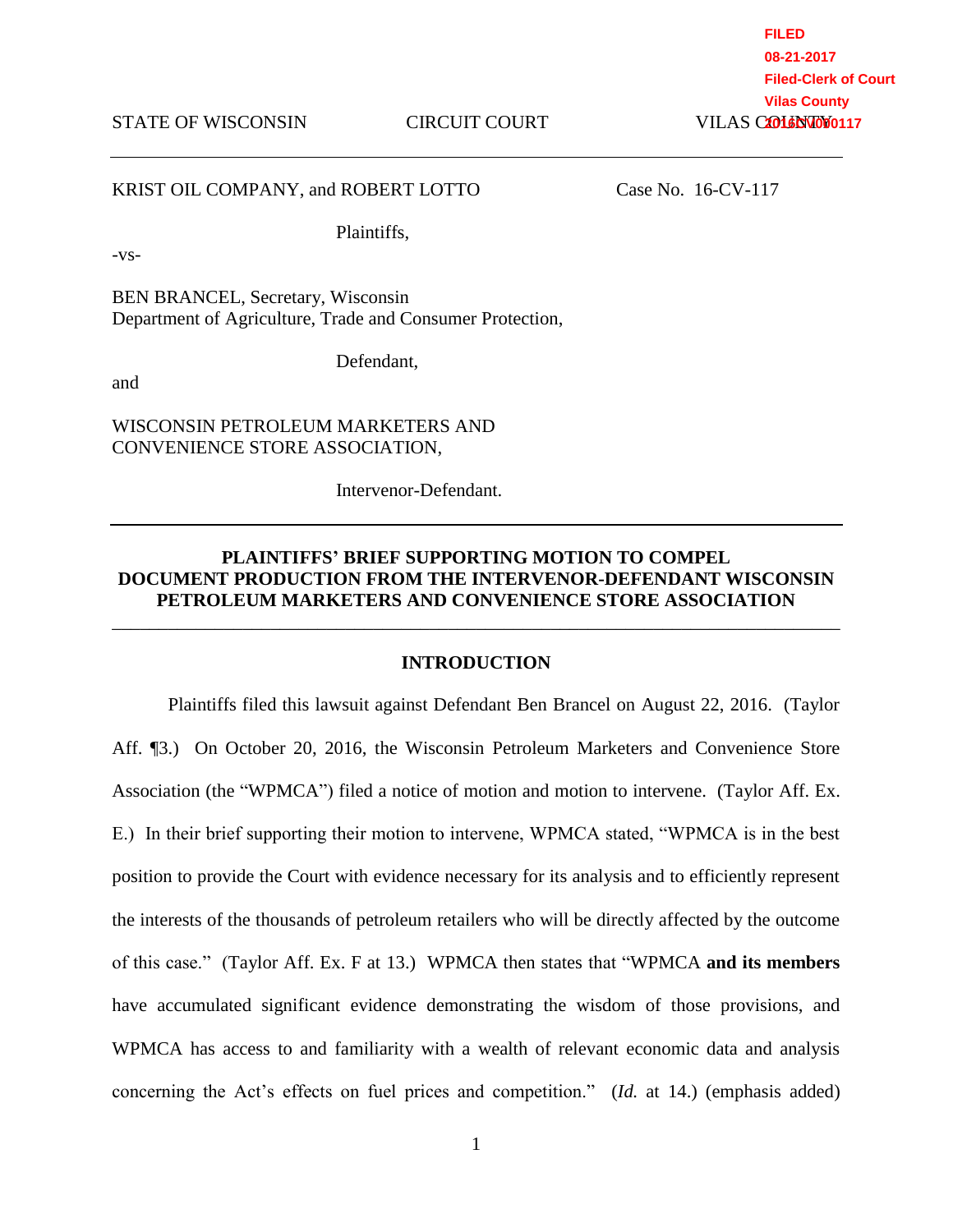FILED
08-21-2017
Filed-Clerk of Court
Vilas County
2016CV000117

STATE OF WISCONSIN CIRCUIT COURT VILAS COUNTY

---

KRIST OIL COMPANY, and ROBERT LOTTO Case No. 16-CV-117

Plaintiffs,

-vs-

BEN BRANCEL, Secretary, Wisconsin
Department of Agriculture, Trade and Consumer Protection,

Defendant,

and

WISCONSIN PETROLEUM MARKETERS AND
CONVENIENCE STORE ASSOCIATION,

Intervenor-Defendant.

---

**PLAINTIFFS' BRIEF SUPPORTING MOTION TO COMPEL DOCUMENT PRODUCTION FROM THE INTERVENOR-DEFENDANT WISCONSIN PETROLEUM MARKETERS AND CONVENIENCE STORE ASSOCIATION**

---

## INTRODUCTION

Plaintiffs filed this lawsuit against Defendant Ben Brancel on August 22, 2016. (Taylor Aff. ¶3.) On October 20, 2016, the Wisconsin Petroleum Marketers and Convenience Store Association (the "WPMCA") filed a notice of motion and motion to intervene. (Taylor Aff. Ex. E.) In their brief supporting their motion to intervene, WPMCA stated, "WPMCA is in the best position to provide the Court with evidence necessary for its analysis and to efficiently represent the interests of the thousands of petroleum retailers who will be directly affected by the outcome of this case." (Taylor Aff. Ex. F at 13.) WPMCA then states that "WPMCA **and its members** have accumulated significant evidence demonstrating the wisdom of those provisions, and WPMCA has access to and familiarity with a wealth of relevant economic data and analysis concerning the Act's effects on fuel prices and competition." (*Id.* at 14.) (emphasis added)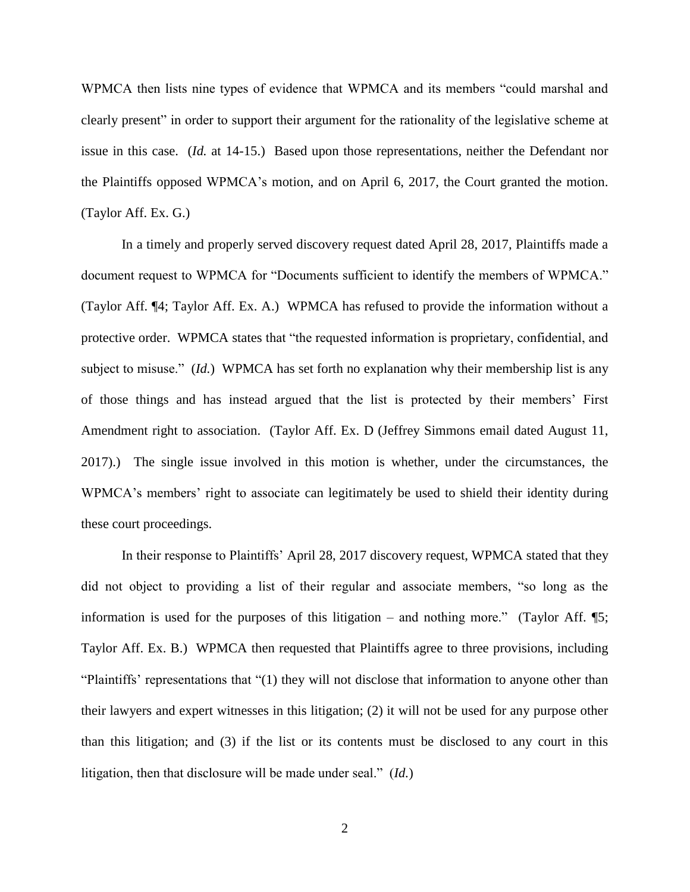WPMCA then lists nine types of evidence that WPMCA and its members "could marshal and clearly present" in order to support their argument for the rationality of the legislative scheme at issue in this case. (*Id.* at 14-15.) Based upon those representations, neither the Defendant nor the Plaintiffs opposed WPMCA's motion, and on April 6, 2017, the Court granted the motion. (Taylor Aff. Ex. G.)

In a timely and properly served discovery request dated April 28, 2017, Plaintiffs made a document request to WPMCA for "Documents sufficient to identify the members of WPMCA." (Taylor Aff. ¶4; Taylor Aff. Ex. A.) WPMCA has refused to provide the information without a protective order. WPMCA states that "the requested information is proprietary, confidential, and subject to misuse." (*Id.*) WPMCA has set forth no explanation why their membership list is any of those things and has instead argued that the list is protected by their members' First Amendment right to association. (Taylor Aff. Ex. D (Jeffrey Simmons email dated August 11, 2017).) The single issue involved in this motion is whether, under the circumstances, the WPMCA's members' right to associate can legitimately be used to shield their identity during these court proceedings.

In their response to Plaintiffs' April 28, 2017 discovery request, WPMCA stated that they did not object to providing a list of their regular and associate members, "so long as the information is used for the purposes of this litigation – and nothing more." (Taylor Aff. ¶5; Taylor Aff. Ex. B.) WPMCA then requested that Plaintiffs agree to three provisions, including "Plaintiffs' representations that "(1) they will not disclose that information to anyone other than their lawyers and expert witnesses in this litigation; (2) it will not be used for any purpose other than this litigation; and (3) if the list or its contents must be disclosed to any court in this litigation, then that disclosure will be made under seal." (*Id.*)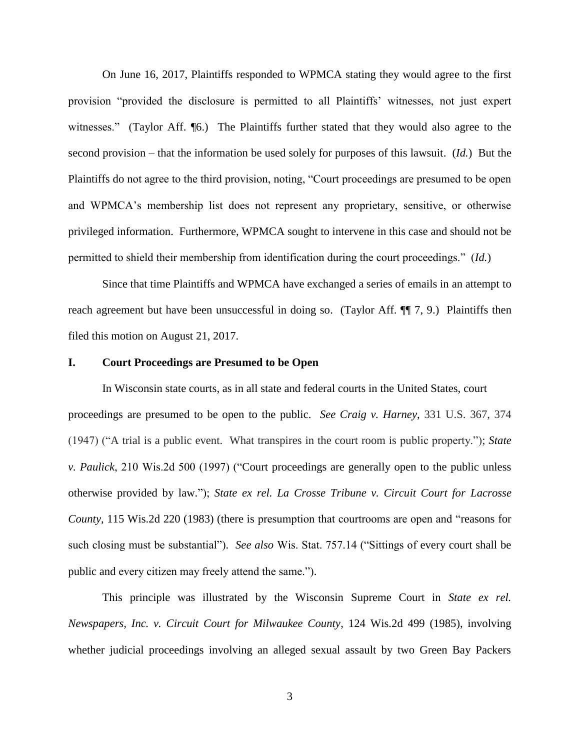On June 16, 2017, Plaintiffs responded to WPMCA stating they would agree to the first provision "provided the disclosure is permitted to all Plaintiffs' witnesses, not just expert witnesses." (Taylor Aff. ¶6.) The Plaintiffs further stated that they would also agree to the second provision – that the information be used solely for purposes of this lawsuit. (*Id.*) But the Plaintiffs do not agree to the third provision, noting, "Court proceedings are presumed to be open and WPMCA's membership list does not represent any proprietary, sensitive, or otherwise privileged information. Furthermore, WPMCA sought to intervene in this case and should not be permitted to shield their membership from identification during the court proceedings." (*Id.*)

Since that time Plaintiffs and WPMCA have exchanged a series of emails in an attempt to reach agreement but have been unsuccessful in doing so. (Taylor Aff. ¶¶ 7, 9.) Plaintiffs then filed this motion on August 21, 2017.

## I. Court Proceedings are Presumed to be Open

In Wisconsin state courts, as in all state and federal courts in the United States, court proceedings are presumed to be open to the public. *See Craig v. Harney*, 331 U.S. 367, 374 (1947) ("A trial is a public event. What transpires in the court room is public property."); *State v. Paulick*, 210 Wis.2d 500 (1997) ("Court proceedings are generally open to the public unless otherwise provided by law."); *State ex rel. La Crosse Tribune v. Circuit Court for Lacrosse County*, 115 Wis.2d 220 (1983) (there is presumption that courtrooms are open and "reasons for such closing must be substantial"). *See also* Wis. Stat. 757.14 ("Sittings of every court shall be public and every citizen may freely attend the same.").

This principle was illustrated by the Wisconsin Supreme Court in *State ex rel. Newspapers, Inc. v. Circuit Court for Milwaukee County*, 124 Wis.2d 499 (1985), involving whether judicial proceedings involving an alleged sexual assault by two Green Bay Packers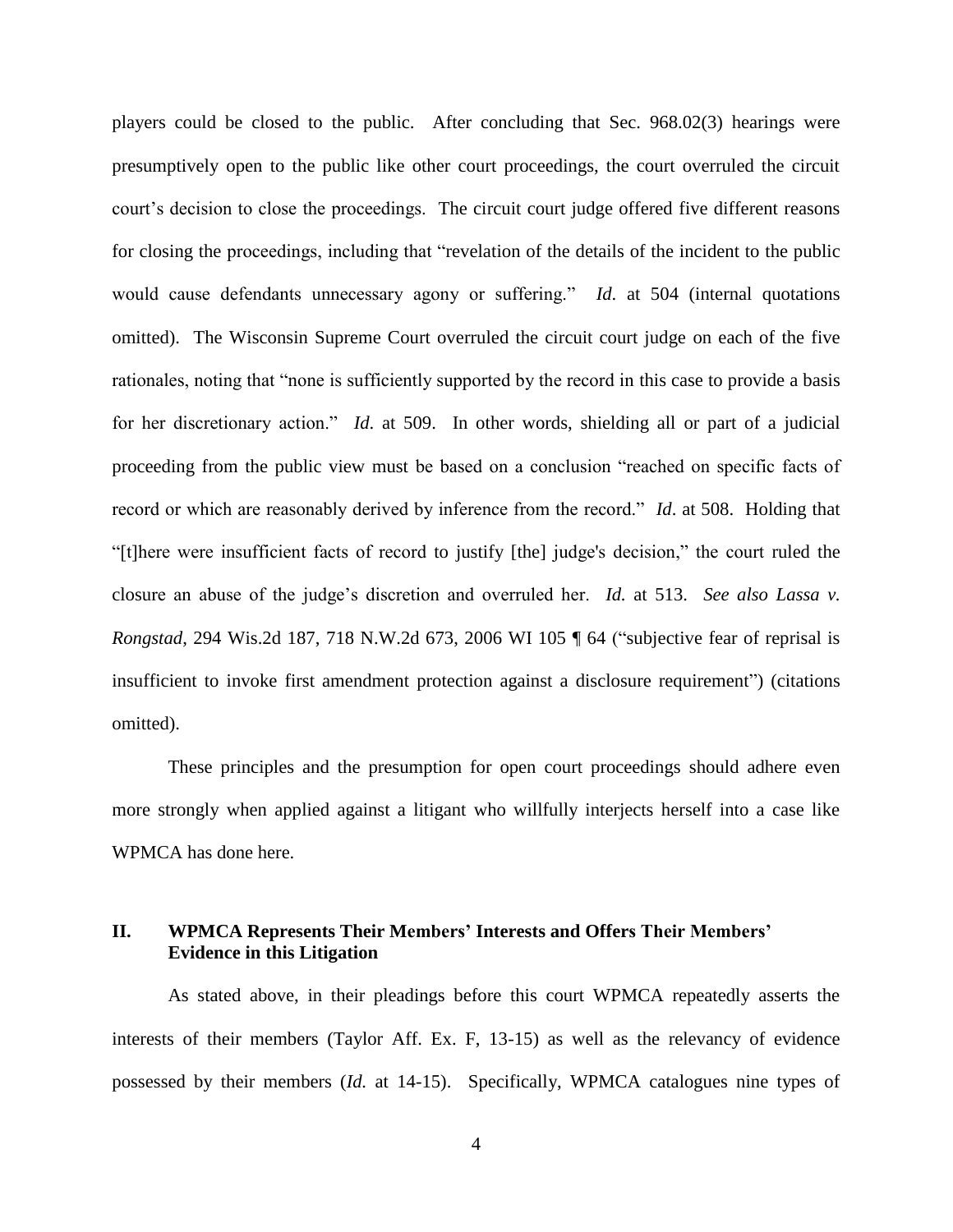players could be closed to the public. After concluding that Sec. 968.02(3) hearings were presumptively open to the public like other court proceedings, the court overruled the circuit court's decision to close the proceedings. The circuit court judge offered five different reasons for closing the proceedings, including that "revelation of the details of the incident to the public would cause defendants unnecessary agony or suffering." *Id.* at 504 (internal quotations omitted). The Wisconsin Supreme Court overruled the circuit court judge on each of the five rationales, noting that "none is sufficiently supported by the record in this case to provide a basis for her discretionary action." *Id.* at 509. In other words, shielding all or part of a judicial proceeding from the public view must be based on a conclusion "reached on specific facts of record or which are reasonably derived by inference from the record." *Id*. at 508. Holding that "[t]here were insufficient facts of record to justify [the] judge's decision," the court ruled the closure an abuse of the judge's discretion and overruled her. *Id.* at 513. *See also Lassa v. Rongstad*, 294 Wis.2d 187, 718 N.W.2d 673, 2006 WI 105 ¶ 64 ("subjective fear of reprisal is insufficient to invoke first amendment protection against a disclosure requirement") (citations omitted).

These principles and the presumption for open court proceedings should adhere even more strongly when applied against a litigant who willfully interjects herself into a case like WPMCA has done here.

## II. WPMCA Represents Their Members' Interests and Offers Their Members' Evidence in this Litigation

As stated above, in their pleadings before this court WPMCA repeatedly asserts the interests of their members (Taylor Aff. Ex. F, 13-15) as well as the relevancy of evidence possessed by their members (*Id.* at 14-15). Specifically, WPMCA catalogues nine types of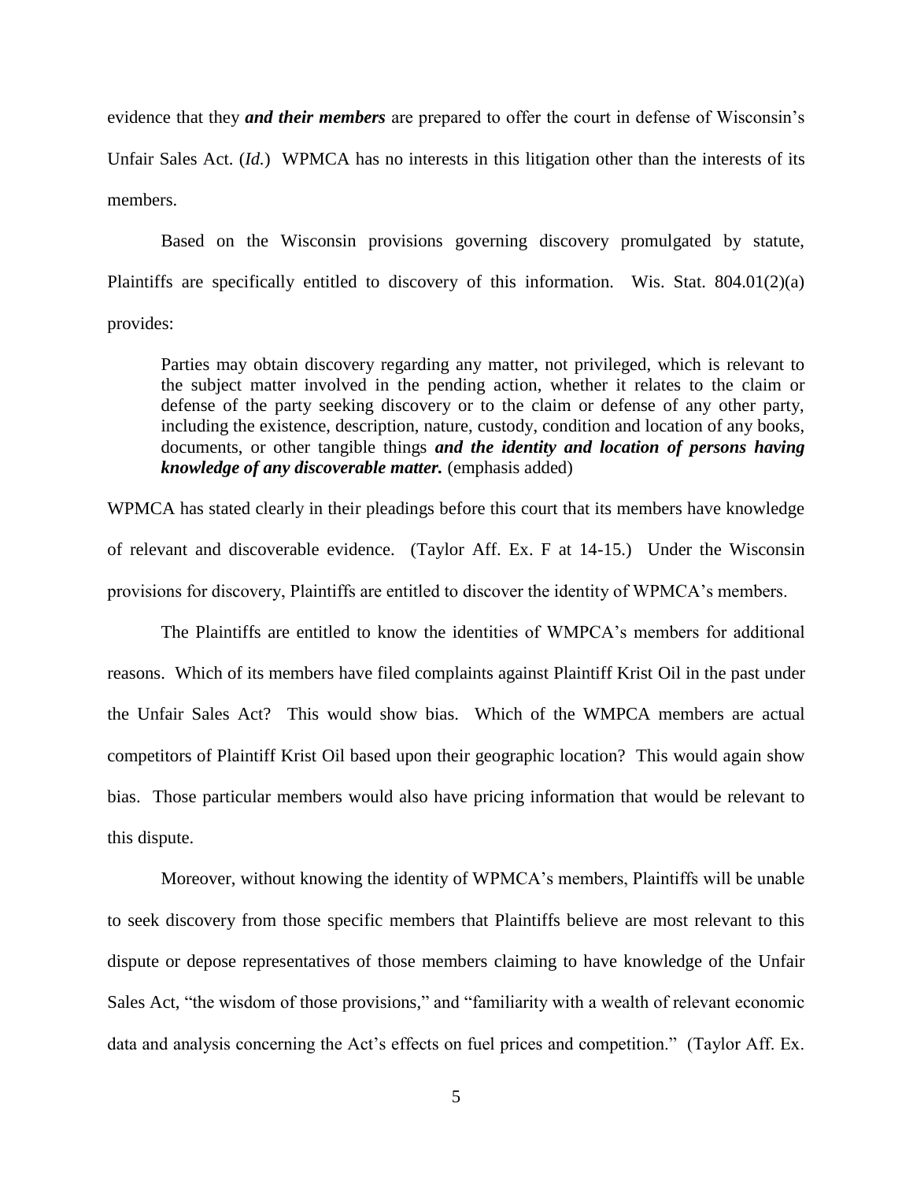evidence that they ***and their members*** are prepared to offer the court in defense of Wisconsin's Unfair Sales Act. (*Id.*) WPMCA has no interests in this litigation other than the interests of its members.

Based on the Wisconsin provisions governing discovery promulgated by statute, Plaintiffs are specifically entitled to discovery of this information. Wis. Stat. 804.01(2)(a) provides:

> Parties may obtain discovery regarding any matter, not privileged, which is relevant to the subject matter involved in the pending action, whether it relates to the claim or defense of the party seeking discovery or to the claim or defense of any other party, including the existence, description, nature, custody, condition and location of any books, documents, or other tangible things ***and the identity and location of persons having knowledge of any discoverable matter.*** (emphasis added)

WPMCA has stated clearly in their pleadings before this court that its members have knowledge of relevant and discoverable evidence. (Taylor Aff. Ex. F at 14-15.) Under the Wisconsin provisions for discovery, Plaintiffs are entitled to discover the identity of WPMCA's members.

The Plaintiffs are entitled to know the identities of WMPCA's members for additional reasons. Which of its members have filed complaints against Plaintiff Krist Oil in the past under the Unfair Sales Act? This would show bias. Which of the WMPCA members are actual competitors of Plaintiff Krist Oil based upon their geographic location? This would again show bias. Those particular members would also have pricing information that would be relevant to this dispute.

Moreover, without knowing the identity of WPMCA's members, Plaintiffs will be unable to seek discovery from those specific members that Plaintiffs believe are most relevant to this dispute or depose representatives of those members claiming to have knowledge of the Unfair Sales Act, "the wisdom of those provisions," and "familiarity with a wealth of relevant economic data and analysis concerning the Act's effects on fuel prices and competition." (Taylor Aff. Ex.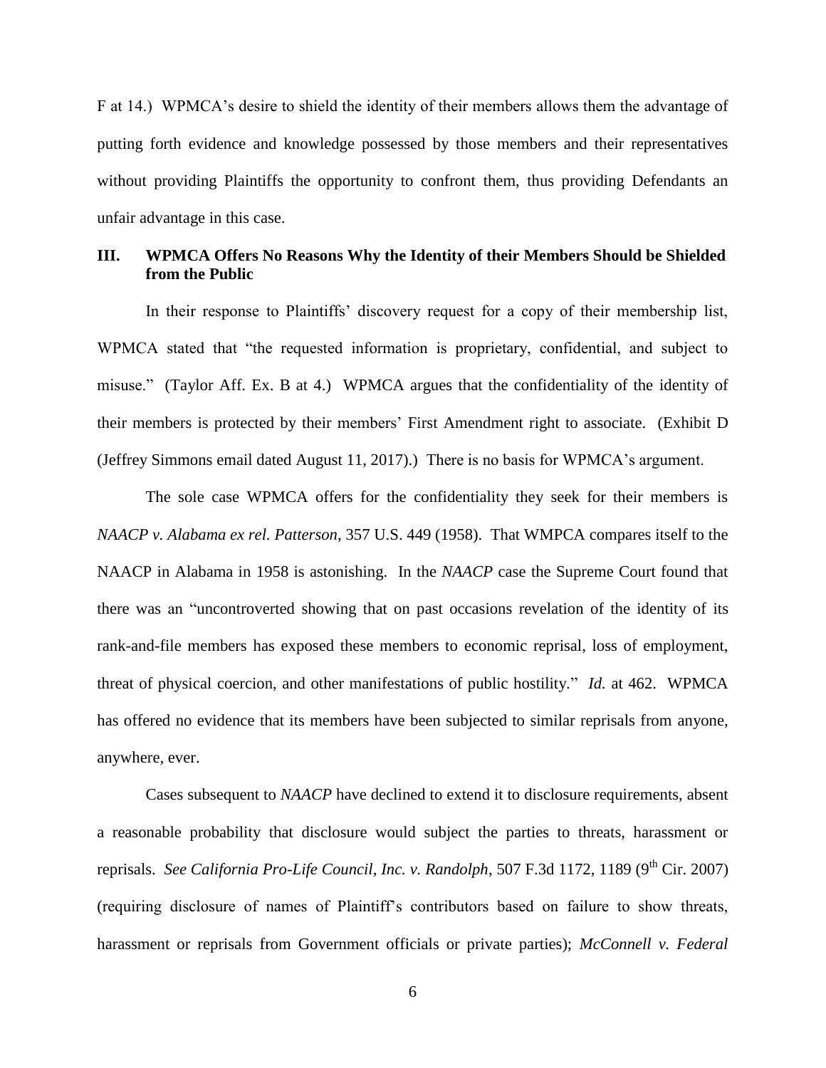F at 14.) WPMCA's desire to shield the identity of their members allows them the advantage of putting forth evidence and knowledge possessed by those members and their representatives without providing Plaintiffs the opportunity to confront them, thus providing Defendants an unfair advantage in this case.

### III. WPMCA Offers No Reasons Why the Identity of their Members Should be Shielded from the Public

In their response to Plaintiffs' discovery request for a copy of their membership list, WPMCA stated that "the requested information is proprietary, confidential, and subject to misuse." (Taylor Aff. Ex. B at 4.) WPMCA argues that the confidentiality of the identity of their members is protected by their members' First Amendment right to associate. (Exhibit D (Jeffrey Simmons email dated August 11, 2017).) There is no basis for WPMCA's argument.

The sole case WPMCA offers for the confidentiality they seek for their members is *NAACP v. Alabama ex rel. Patterson*, 357 U.S. 449 (1958). That WMPCA compares itself to the NAACP in Alabama in 1958 is astonishing. In the *NAACP* case the Supreme Court found that there was an "uncontroverted showing that on past occasions revelation of the identity of its rank-and-file members has exposed these members to economic reprisal, loss of employment, threat of physical coercion, and other manifestations of public hostility." *Id.* at 462. WPMCA has offered no evidence that its members have been subjected to similar reprisals from anyone, anywhere, ever.

Cases subsequent to *NAACP* have declined to extend it to disclosure requirements, absent a reasonable probability that disclosure would subject the parties to threats, harassment or reprisals. *See California Pro-Life Council, Inc. v. Randolph*, 507 F.3d 1172, 1189 (9th Cir. 2007) (requiring disclosure of names of Plaintiff's contributors based on failure to show threats, harassment or reprisals from Government officials or private parties); *McConnell v. Federal*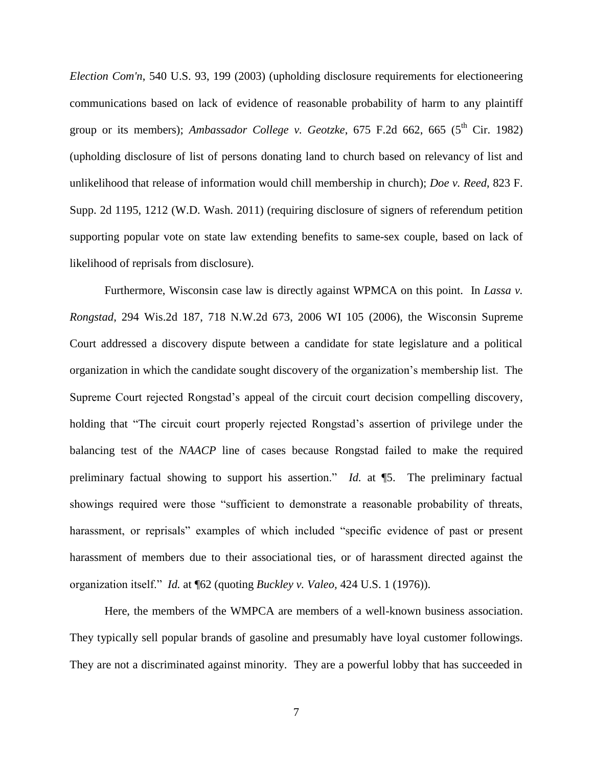*Election Com'n*, 540 U.S. 93, 199 (2003) (upholding disclosure requirements for electioneering communications based on lack of evidence of reasonable probability of harm to any plaintiff group or its members); *Ambassador College v. Geotzke*, 675 F.2d 662, 665 (5th Cir. 1982) (upholding disclosure of list of persons donating land to church based on relevancy of list and unlikelihood that release of information would chill membership in church); *Doe v. Reed*, 823 F. Supp. 2d 1195, 1212 (W.D. Wash. 2011) (requiring disclosure of signers of referendum petition supporting popular vote on state law extending benefits to same-sex couple, based on lack of likelihood of reprisals from disclosure).

Furthermore, Wisconsin case law is directly against WPMCA on this point. In *Lassa v. Rongstad*, 294 Wis.2d 187, 718 N.W.2d 673, 2006 WI 105 (2006), the Wisconsin Supreme Court addressed a discovery dispute between a candidate for state legislature and a political organization in which the candidate sought discovery of the organization's membership list. The Supreme Court rejected Rongstad's appeal of the circuit court decision compelling discovery, holding that "The circuit court properly rejected Rongstad's assertion of privilege under the balancing test of the *NAACP* line of cases because Rongstad failed to make the required preliminary factual showing to support his assertion." *Id.* at ¶5. The preliminary factual showings required were those "sufficient to demonstrate a reasonable probability of threats, harassment, or reprisals" examples of which included "specific evidence of past or present harassment of members due to their associational ties, or of harassment directed against the organization itself." *Id.* at ¶62 (quoting *Buckley v. Valeo*, 424 U.S. 1 (1976)).

Here, the members of the WMPCA are members of a well-known business association. They typically sell popular brands of gasoline and presumably have loyal customer followings. They are not a discriminated against minority. They are a powerful lobby that has succeeded in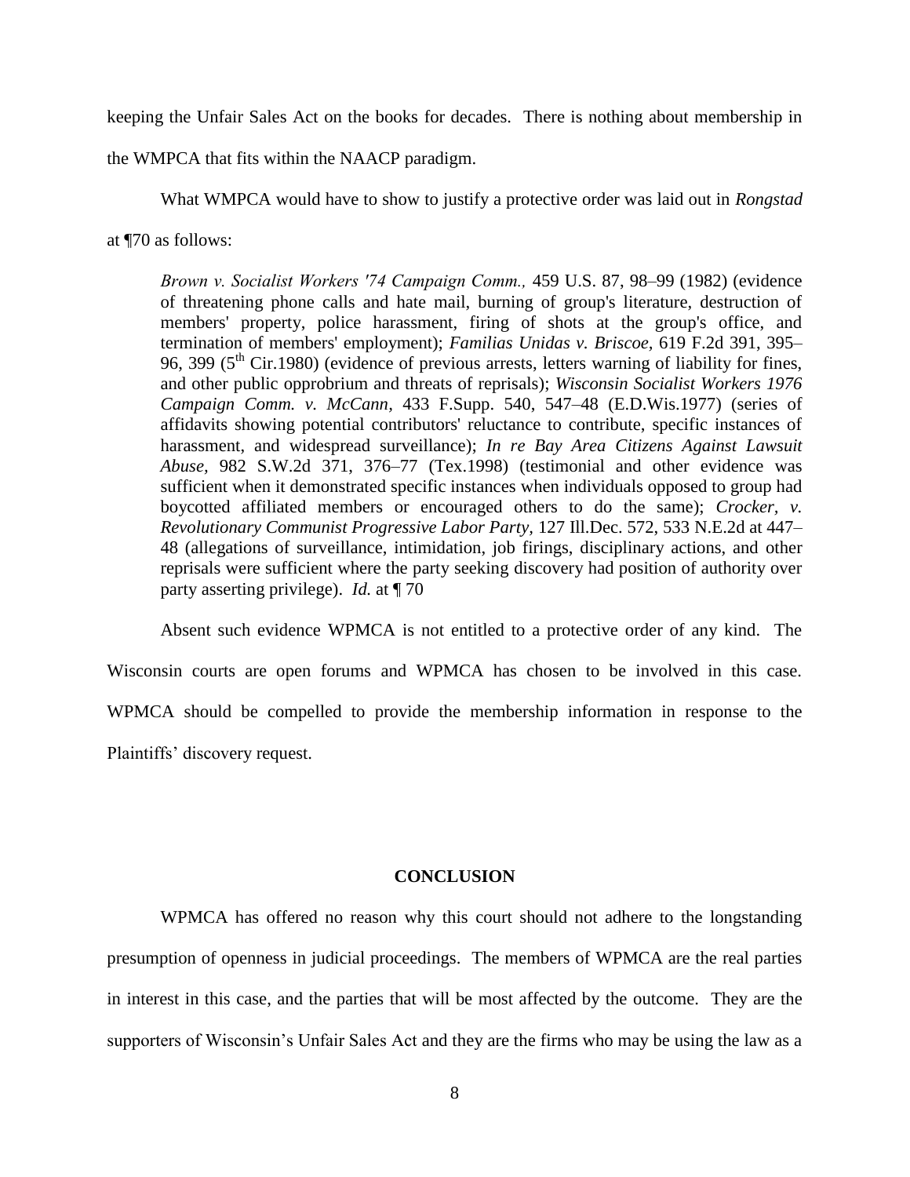keeping the Unfair Sales Act on the books for decades. There is nothing about membership in the WMPCA that fits within the NAACP paradigm.

What WMPCA would have to show to justify a protective order was laid out in *Rongstad* at ¶70 as follows:

> *Brown v. Socialist Workers '74 Campaign Comm.,* 459 U.S. 87, 98–99 (1982) (evidence of threatening phone calls and hate mail, burning of group's literature, destruction of members' property, police harassment, firing of shots at the group's office, and termination of members' employment); *Familias Unidas v. Briscoe,* 619 F.2d 391, 395–96, 399 (5th Cir.1980) (evidence of previous arrests, letters warning of liability for fines, and other public opprobrium and threats of reprisals); *Wisconsin Socialist Workers 1976 Campaign Comm. v. McCann,* 433 F.Supp. 540, 547–48 (E.D.Wis.1977) (series of affidavits showing potential contributors' reluctance to contribute, specific instances of harassment, and widespread surveillance); *In re Bay Area Citizens Against Lawsuit Abuse,* 982 S.W.2d 371, 376–77 (Tex.1998) (testimonial and other evidence was sufficient when it demonstrated specific instances when individuals opposed to group had boycotted affiliated members or encouraged others to do the same); *Crocker, v. Revolutionary Communist Progressive Labor Party,* 127 Ill.Dec. 572, 533 N.E.2d at 447–48 (allegations of surveillance, intimidation, job firings, disciplinary actions, and other reprisals were sufficient where the party seeking discovery had position of authority over party asserting privilege). *Id.* at ¶ 70

Absent such evidence WPMCA is not entitled to a protective order of any kind. The Wisconsin courts are open forums and WPMCA has chosen to be involved in this case. WPMCA should be compelled to provide the membership information in response to the Plaintiffs' discovery request.

## CONCLUSION

WPMCA has offered no reason why this court should not adhere to the longstanding presumption of openness in judicial proceedings. The members of WPMCA are the real parties in interest in this case, and the parties that will be most affected by the outcome. They are the supporters of Wisconsin's Unfair Sales Act and they are the firms who may be using the law as a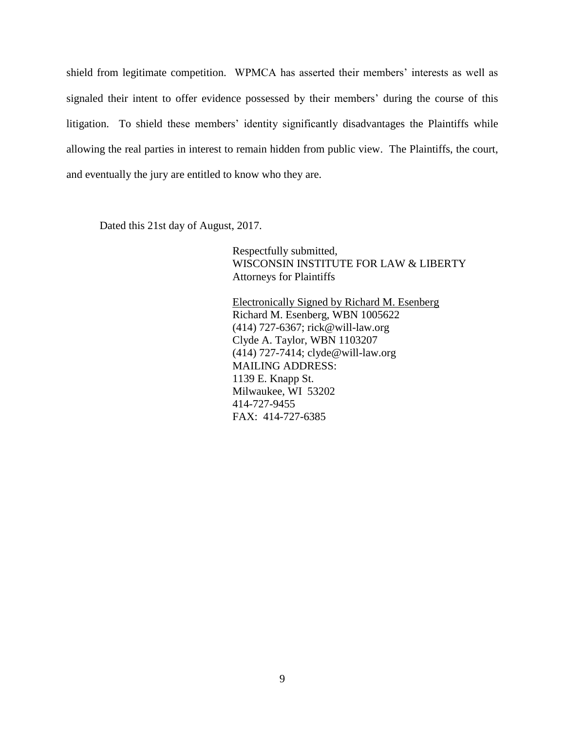shield from legitimate competition. WPMCA has asserted their members' interests as well as signaled their intent to offer evidence possessed by their members' during the course of this litigation. To shield these members' identity significantly disadvantages the Plaintiffs while allowing the real parties in interest to remain hidden from public view. The Plaintiffs, the court, and eventually the jury are entitled to know who they are.

Dated this 21st day of August, 2017.

Respectfully submitted,
WISCONSIN INSTITUTE FOR LAW & LIBERTY
Attorneys for Plaintiffs

Electronically Signed by Richard M. Esenberg
Richard M. Esenberg, WBN 1005622
(414) 727-6367; rick@will-law.org
Clyde A. Taylor, WBN 1103207
(414) 727-7414; clyde@will-law.org
MAILING ADDRESS:
1139 E. Knapp St.
Milwaukee, WI 53202
414-727-9455
FAX: 414-727-6385